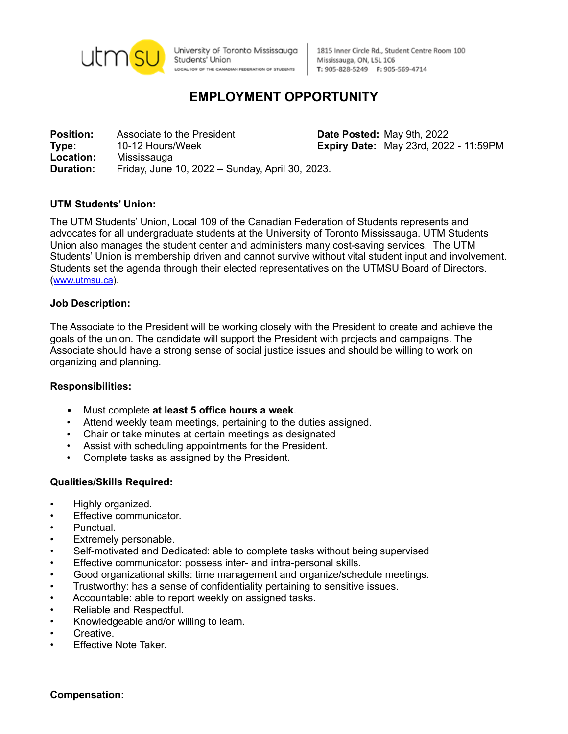utmsu University of Toronto Mississauga Students' Union
LOCAL 109 OF THE CANADIAN FEDERATION OF STUDENTS

1815 Inner Circle Rd., Student Centre Room 100
Mississauga, ON, L5L 1C6
T: 905-828-5249 F: 905-569-4714

# EMPLOYMENT OPPORTUNITY

**Position:** Associate to the President
**Type:** 10-12 Hours/Week
**Location:** Mississauga
**Duration:** Friday, June 10, 2022 – Sunday, April 30, 2023.

**Date Posted:** May 9th, 2022
**Expiry Date:** May 23rd, 2022 - 11:59PM

**UTM Students' Union:**

The UTM Students' Union, Local 109 of the Canadian Federation of Students represents and advocates for all undergraduate students at the University of Toronto Mississauga. UTM Students Union also manages the student center and administers many cost-saving services. The UTM Students' Union is membership driven and cannot survive without vital student input and involvement. Students set the agenda through their elected representatives on the UTMSU Board of Directors. (www.utmsu.ca).

**Job Description:**

The Associate to the President will be working closely with the President to create and achieve the goals of the union. The candidate will support the President with projects and campaigns. The Associate should have a strong sense of social justice issues and should be willing to work on organizing and planning.

**Responsibilities:**

- Must complete **at least 5 office hours a week**.
- Attend weekly team meetings, pertaining to the duties assigned.
- Chair or take minutes at certain meetings as designated
- Assist with scheduling appointments for the President.
- Complete tasks as assigned by the President.

**Qualities/Skills Required:**

- Highly organized.
- Effective communicator.
- Punctual.
- Extremely personable.
- Self-motivated and Dedicated: able to complete tasks without being supervised
- Effective communicator: possess inter- and intra-personal skills.
- Good organizational skills: time management and organize/schedule meetings.
- Trustworthy: has a sense of confidentiality pertaining to sensitive issues.
- Accountable: able to report weekly on assigned tasks.
- Reliable and Respectful.
- Knowledgeable and/or willing to learn.
- Creative.
- Effective Note Taker.

**Compensation:**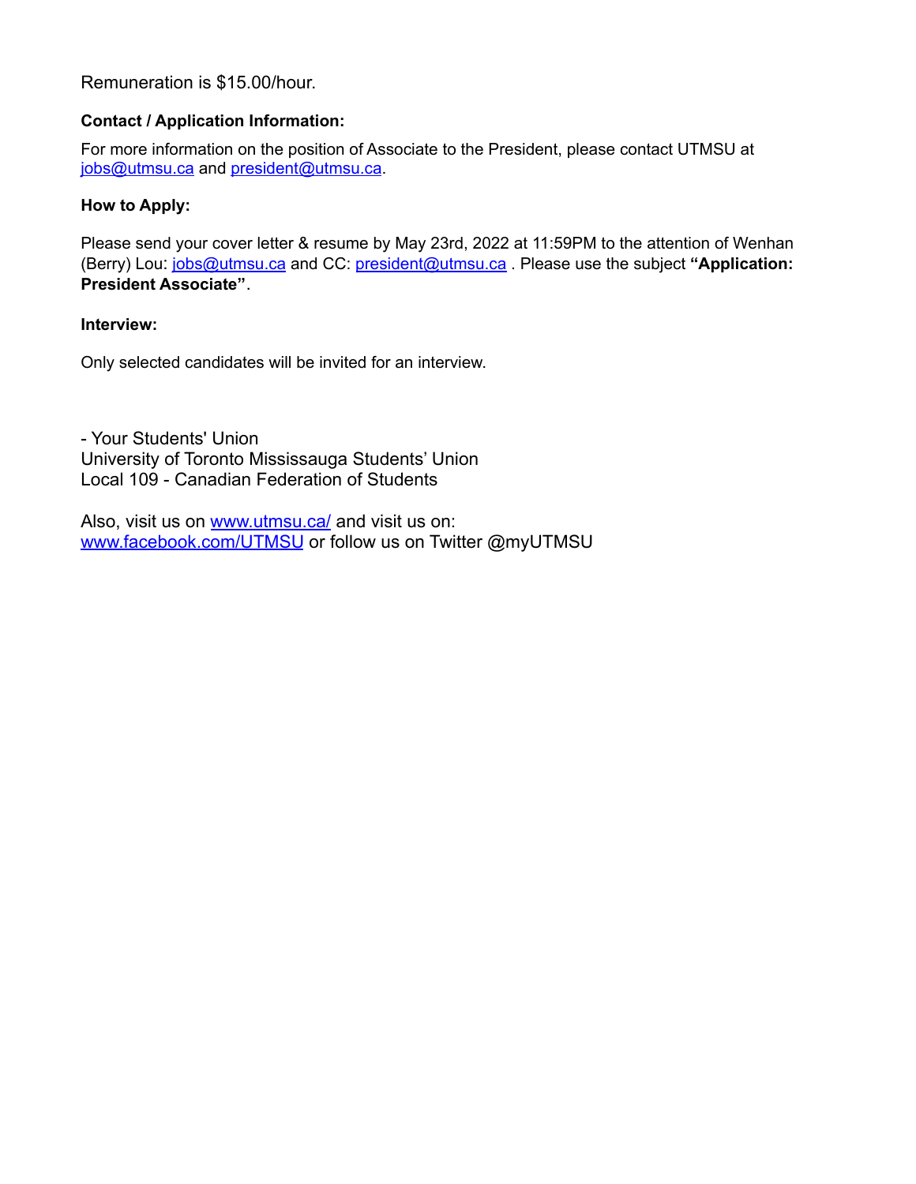Remuneration is $15.00/hour.

**Contact / Application Information:**

For more information on the position of Associate to the President, please contact UTMSU at jobs@utmsu.ca and president@utmsu.ca.

**How to Apply:**

Please send your cover letter & resume by May 23rd, 2022 at 11:59PM to the attention of Wenhan (Berry) Lou: jobs@utmsu.ca and CC: president@utmsu.ca . Please use the subject **"Application: President Associate"**.

**Interview:**

Only selected candidates will be invited for an interview.

- Your Students' Union
University of Toronto Mississauga Students' Union
Local 109 - Canadian Federation of Students

Also, visit us on www.utmsu.ca/ and visit us on:
www.facebook.com/UTMSU or follow us on Twitter @myUTMSU